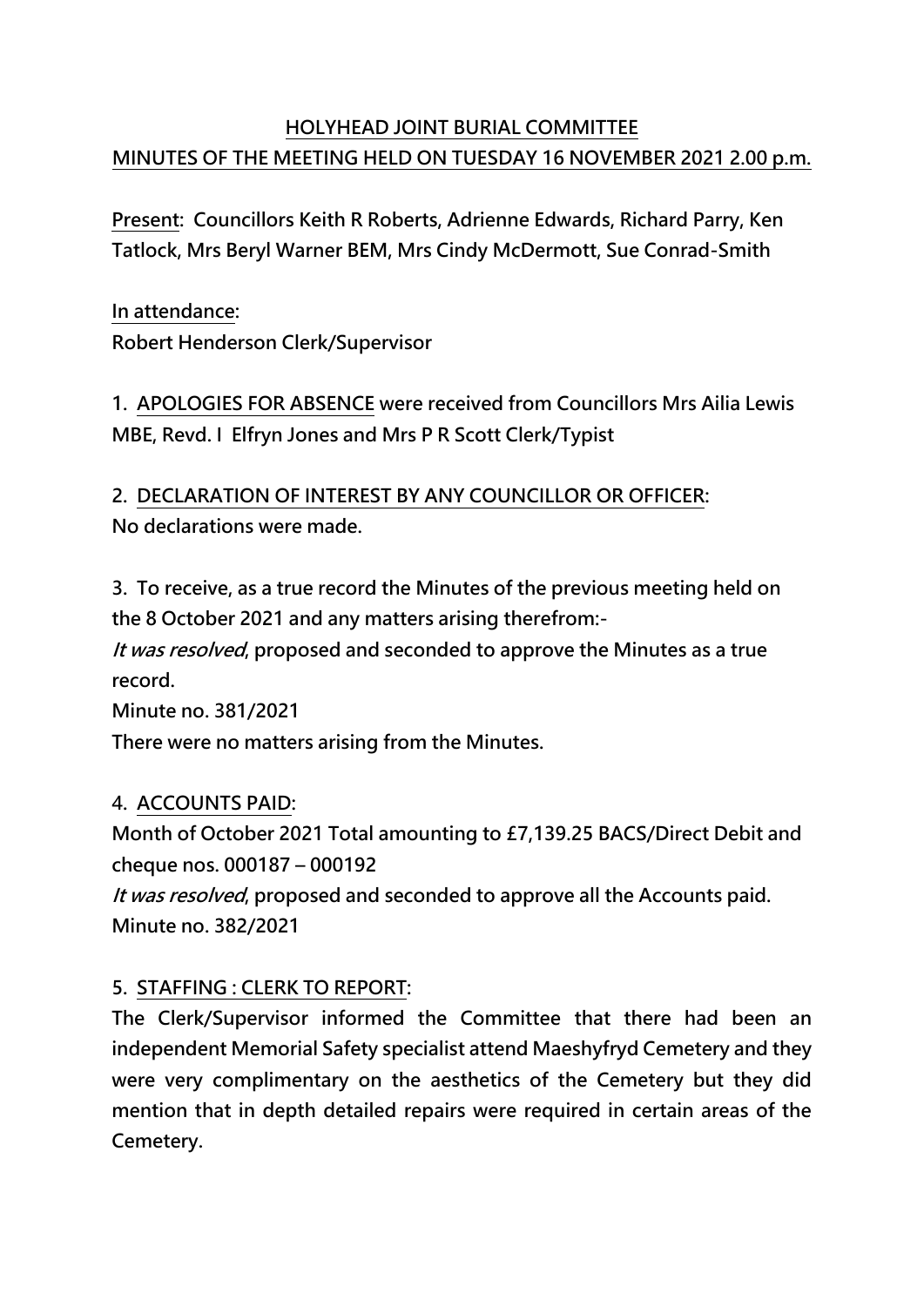# HOLYHEAD JOINT BURIAL COMMITTEE

## MINUTES OF THE MEETING HELD ON TUESDAY 16 NOVEMBER 2021 2.00 p.m.

**Present: Councillors Keith R Roberts, Adrienne Edwards, Richard Parry, Ken Tatlock, Mrs Beryl Warner BEM, Mrs Cindy McDermott, Sue Conrad-Smith**

**In attendance:**
**Robert Henderson Clerk/Supervisor**

**1. APOLOGIES FOR ABSENCE were received from Councillors Mrs Ailia Lewis MBE, Revd. I Elfryn Jones and Mrs P R Scott Clerk/Typist**

**2. DECLARATION OF INTEREST BY ANY COUNCILLOR OR OFFICER:**
**No declarations were made.**

**3. To receive, as a true record the Minutes of the previous meeting held on the 8 October 2021 and any matters arising therefrom:-**
***It was resolved*, proposed and seconded to approve the Minutes as a true record.**
**Minute no. 381/2021**
**There were no matters arising from the Minutes.**

**4. ACCOUNTS PAID:**
**Month of October 2021 Total amounting to £7,139.25 BACS/Direct Debit and cheque nos. 000187 – 000192**
***It was resolved*, proposed and seconded to approve all the Accounts paid.**
**Minute no. 382/2021**

**5. STAFFING : CLERK TO REPORT:**
**The Clerk/Supervisor informed the Committee that there had been an independent Memorial Safety specialist attend Maeshyfryd Cemetery and they were very complimentary on the aesthetics of the Cemetery but they did mention that in depth detailed repairs were required in certain areas of the Cemetery.**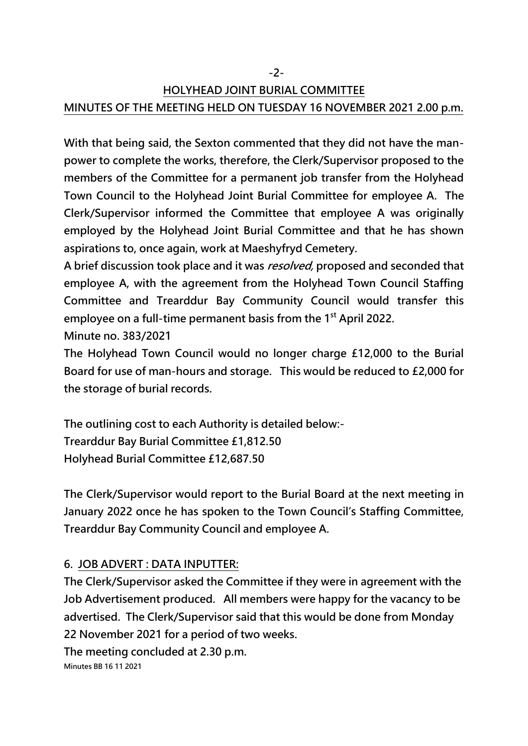## HOLYHEAD JOINT BURIAL COMMITTEE

## MINUTES OF THE MEETING HELD ON TUESDAY 16 NOVEMBER 2021 2.00 p.m.

**With that being said, the Sexton commented that they did not have the man-power to complete the works, therefore, the Clerk/Supervisor proposed to the members of the Committee for a permanent job transfer from the Holyhead Town Council to the Holyhead Joint Burial Committee for employee A. The Clerk/Supervisor informed the Committee that employee A was originally employed by the Holyhead Joint Burial Committee and that he has shown aspirations to, once again, work at Maeshyfryd Cemetery.**

**A brief discussion took place and it was *resolved,* proposed and seconded that employee A, with the agreement from the Holyhead Town Council Staffing Committee and Trearddur Bay Community Council would transfer this employee on a full-time permanent basis from the 1st April 2022.**

**Minute no. 383/2021**

**The Holyhead Town Council would no longer charge £12,000 to the Burial Board for use of man-hours and storage. This would be reduced to £2,000 for the storage of burial records.**

**The outlining cost to each Authority is detailed below:-**
**Trearddur Bay Burial Committee £1,812.50**
**Holyhead Burial Committee £12,687.50**

**The Clerk/Supervisor would report to the Burial Board at the next meeting in January 2022 once he has spoken to the Town Council's Staffing Committee, Trearddur Bay Community Council and employee A.**

### 6. JOB ADVERT : DATA INPUTTER:

**The Clerk/Supervisor asked the Committee if they were in agreement with the Job Advertisement produced. All members were happy for the vacancy to be advertised. The Clerk/Supervisor said that this would be done from Monday 22 November 2021 for a period of two weeks.**

**The meeting concluded at 2.30 p.m.**

Minutes BB 16 11 2021